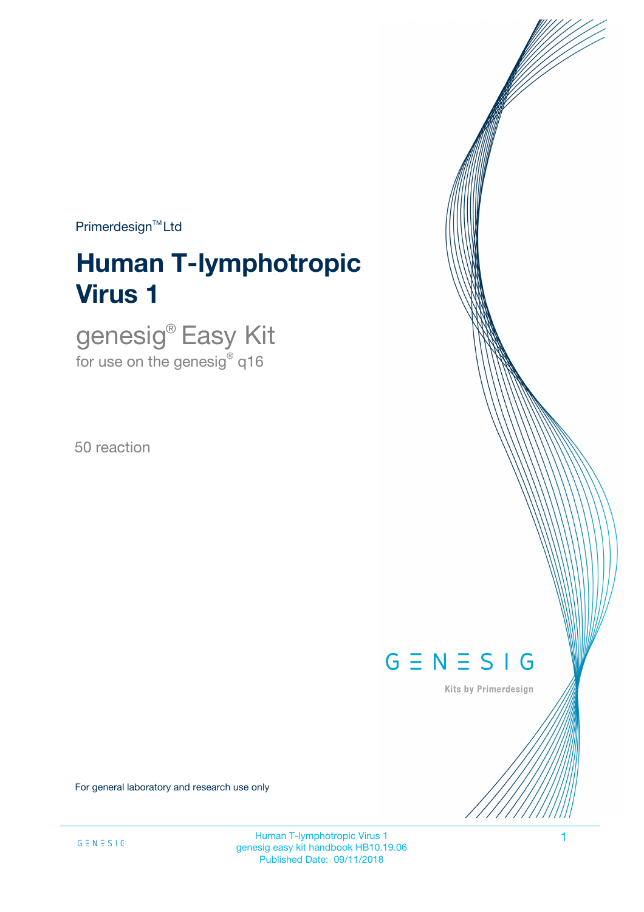Primerdesign™ Ltd

# Human T-lymphotropic Virus 1

## genesig® Easy Kit

for use on the genesig® q16

50 reaction

GENESIG

Kits by Primerdesign

For general laboratory and research use only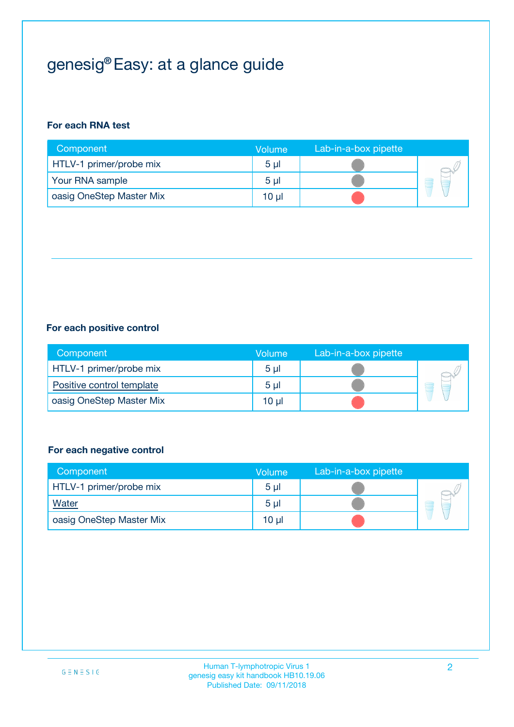# genesig® Easy: at a glance guide

**For each RNA test**

| Component | Volume | Lab-in-a-box pipette |
|---|---|---|
| HTLV-1 primer/probe mix | 5 µl | |
| Your RNA sample | 5 µl | |
| oasig OneStep Master Mix | 10 µl | |

**For each positive control**

| Component | Volume | Lab-in-a-box pipette |
|---|---|---|
| HTLV-1 primer/probe mix | 5 µl | |
| Positive control template | 5 µl | |
| oasig OneStep Master Mix | 10 µl | |

**For each negative control**

| Component | Volume | Lab-in-a-box pipette |
|---|---|---|
| HTLV-1 primer/probe mix | 5 µl | |
| Water | 5 µl | |
| oasig OneStep Master Mix | 10 µl | |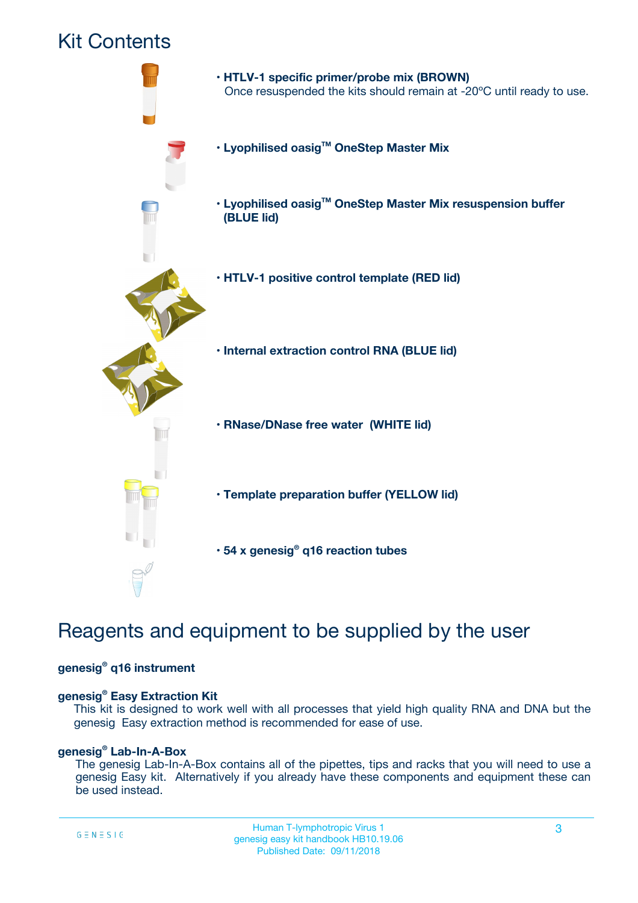# Kit Contents

- **HTLV-1 specific primer/probe mix (BROWN)**
  Once resuspended the kits should remain at -20ºC until ready to use.
- **Lyophilised oasig™ OneStep Master Mix**
- **Lyophilised oasig™ OneStep Master Mix resuspension buffer (BLUE lid)**
- **HTLV-1 positive control template (RED lid)**
- **Internal extraction control RNA (BLUE lid)**
- **RNase/DNase free water (WHITE lid)**
- **Template preparation buffer (YELLOW lid)**
- **54 x genesig® q16 reaction tubes**

# Reagents and equipment to be supplied by the user

**genesig® q16 instrument**

**genesig® Easy Extraction Kit**

This kit is designed to work well with all processes that yield high quality RNA and DNA but the genesig Easy extraction method is recommended for ease of use.

**genesig® Lab-In-A-Box**

The genesig Lab-In-A-Box contains all of the pipettes, tips and racks that you will need to use a genesig Easy kit. Alternatively if you already have these components and equipment these can be used instead.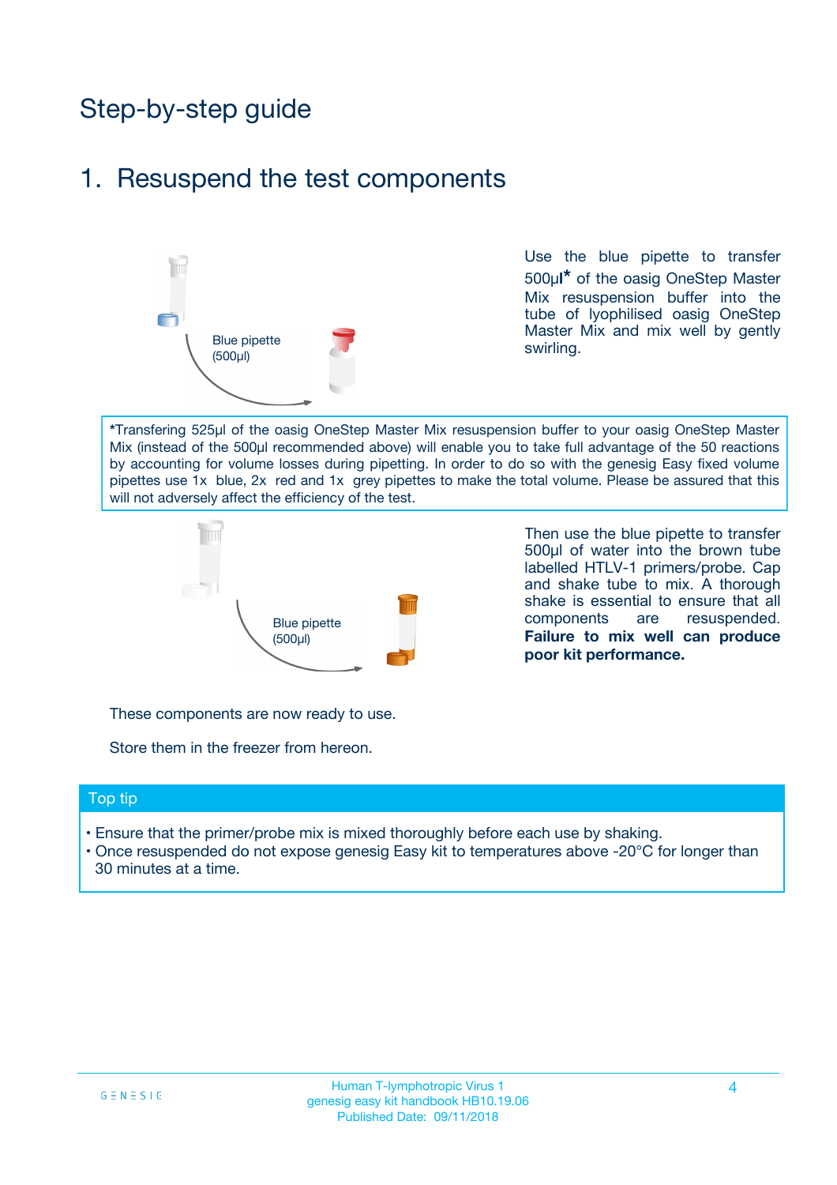# Step-by-step guide

## 1. Resuspend the test components

Blue pipette (500µl)

Use the blue pipette to transfer 500µl* of the oasig OneStep Master Mix resuspension buffer into the tube of lyophilised oasig OneStep Master Mix and mix well by gently swirling.

*Transfering 525µl of the oasig OneStep Master Mix resuspension buffer to your oasig OneStep Master Mix (instead of the 500µl recommended above) will enable you to take full advantage of the 50 reactions by accounting for volume losses during pipetting. In order to do so with the genesig Easy fixed volume pipettes use 1x blue, 2x red and 1x grey pipettes to make the total volume. Please be assured that this will not adversely affect the efficiency of the test.

Blue pipette (500µl)

Then use the blue pipette to transfer 500µl of water into the brown tube labelled HTLV-1 primers/probe. Cap and shake tube to mix. A thorough shake is essential to ensure that all components are resuspended. **Failure to mix well can produce poor kit performance.**

These components are now ready to use.

Store them in the freezer from hereon.

### Top tip

- Ensure that the primer/probe mix is mixed thoroughly before each use by shaking.
- Once resuspended do not expose genesig Easy kit to temperatures above -20°C for longer than 30 minutes at a time.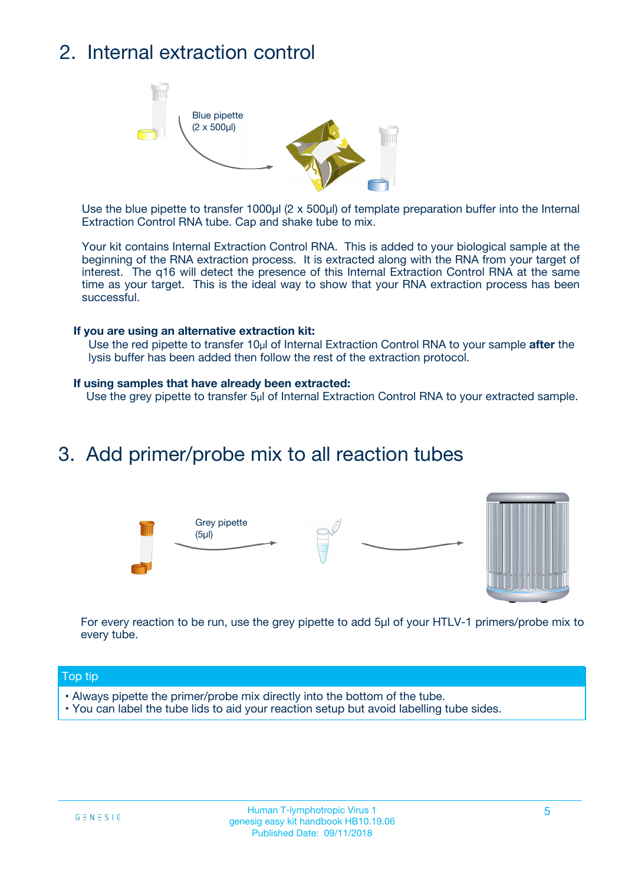## 2. Internal extraction control

Blue pipette
(2 x 500µl)

Use the blue pipette to transfer 1000µl (2 x 500µl) of template preparation buffer into the Internal Extraction Control RNA tube. Cap and shake tube to mix.

Your kit contains Internal Extraction Control RNA. This is added to your biological sample at the beginning of the RNA extraction process. It is extracted along with the RNA from your target of interest. The q16 will detect the presence of this Internal Extraction Control RNA at the same time as your target. This is the ideal way to show that your RNA extraction process has been successful.

**If you are using an alternative extraction kit:**

Use the red pipette to transfer 10µl of Internal Extraction Control RNA to your sample **after** the lysis buffer has been added then follow the rest of the extraction protocol.

**If using samples that have already been extracted:**

Use the grey pipette to transfer 5µl of Internal Extraction Control RNA to your extracted sample.

## 3. Add primer/probe mix to all reaction tubes

Grey pipette
(5µl)

For every reaction to be run, use the grey pipette to add 5µl of your HTLV-1 primers/probe mix to every tube.

**Top tip**

- Always pipette the primer/probe mix directly into the bottom of the tube.
- You can label the tube lids to aid your reaction setup but avoid labelling tube sides.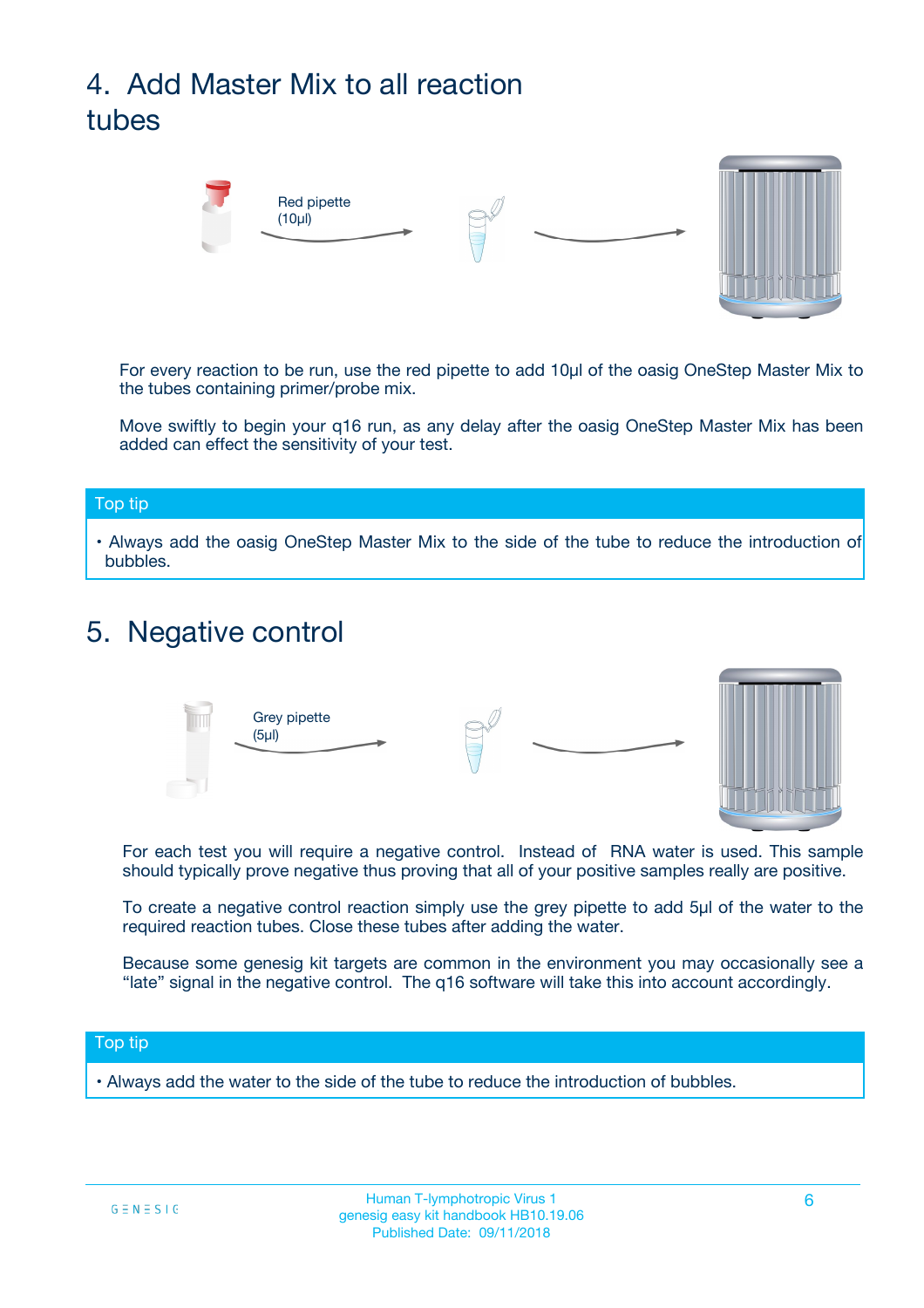## 4. Add Master Mix to all reaction tubes

Red pipette (10µl)

For every reaction to be run, use the red pipette to add 10µl of the oasig OneStep Master Mix to the tubes containing primer/probe mix.

Move swiftly to begin your q16 run, as any delay after the oasig OneStep Master Mix has been added can effect the sensitivity of your test.

**Top tip**

- Always add the oasig OneStep Master Mix to the side of the tube to reduce the introduction of bubbles.

## 5. Negative control

Grey pipette (5µl)

For each test you will require a negative control. Instead of RNA water is used. This sample should typically prove negative thus proving that all of your positive samples really are positive.

To create a negative control reaction simply use the grey pipette to add 5µl of the water to the required reaction tubes. Close these tubes after adding the water.

Because some genesig kit targets are common in the environment you may occasionally see a "late" signal in the negative control. The q16 software will take this into account accordingly.

**Top tip**

- Always add the water to the side of the tube to reduce the introduction of bubbles.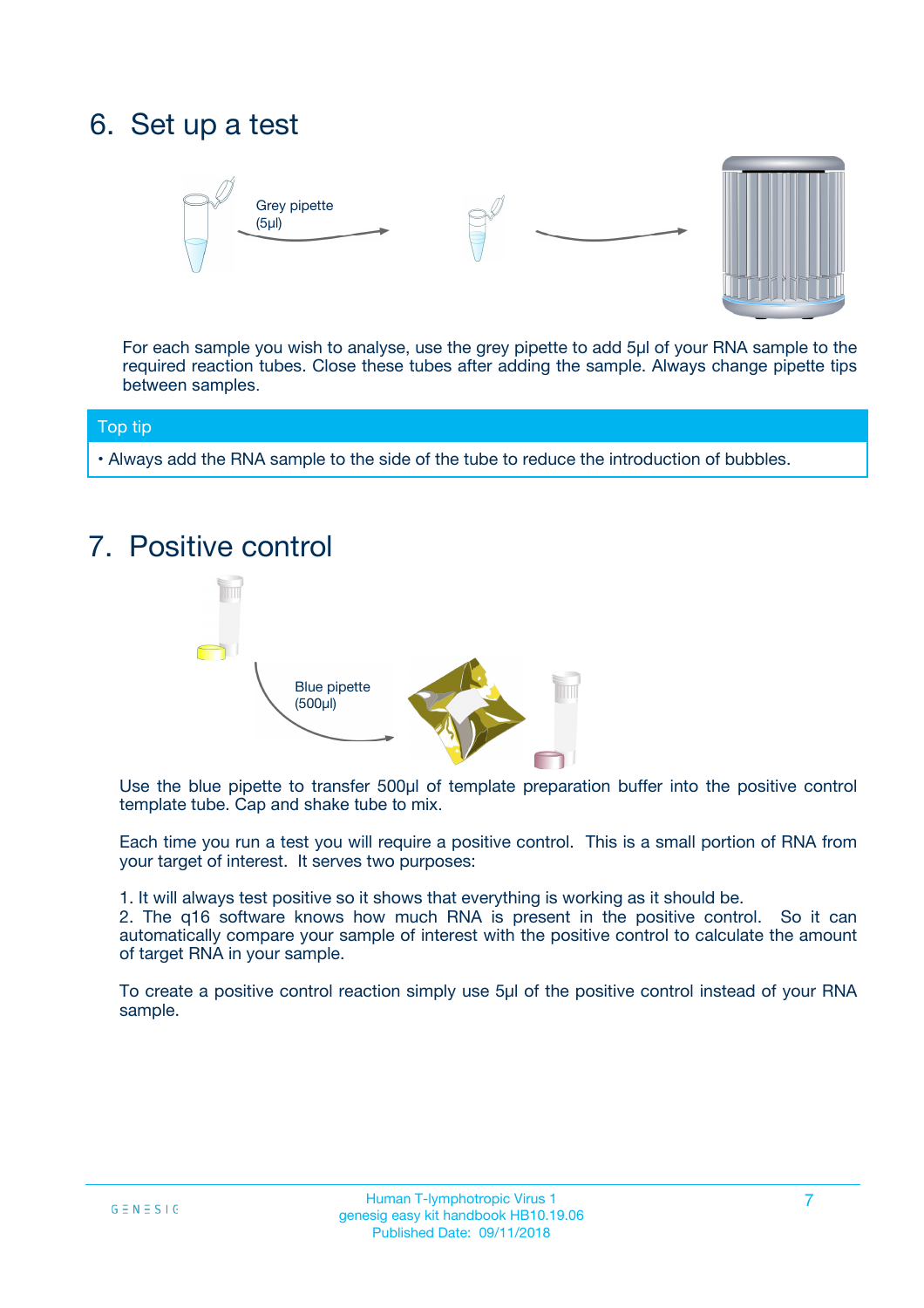## 6. Set up a test

Grey pipette (5µl)

For each sample you wish to analyse, use the grey pipette to add 5µl of your RNA sample to the required reaction tubes. Close these tubes after adding the sample. Always change pipette tips between samples.

**Top tip**

- Always add the RNA sample to the side of the tube to reduce the introduction of bubbles.

## 7. Positive control

Blue pipette (500µl)

Use the blue pipette to transfer 500µl of template preparation buffer into the positive control template tube. Cap and shake tube to mix.

Each time you run a test you will require a positive control. This is a small portion of RNA from your target of interest. It serves two purposes:

1. It will always test positive so it shows that everything is working as it should be.
2. The q16 software knows how much RNA is present in the positive control. So it can automatically compare your sample of interest with the positive control to calculate the amount of target RNA in your sample.

To create a positive control reaction simply use 5µl of the positive control instead of your RNA sample.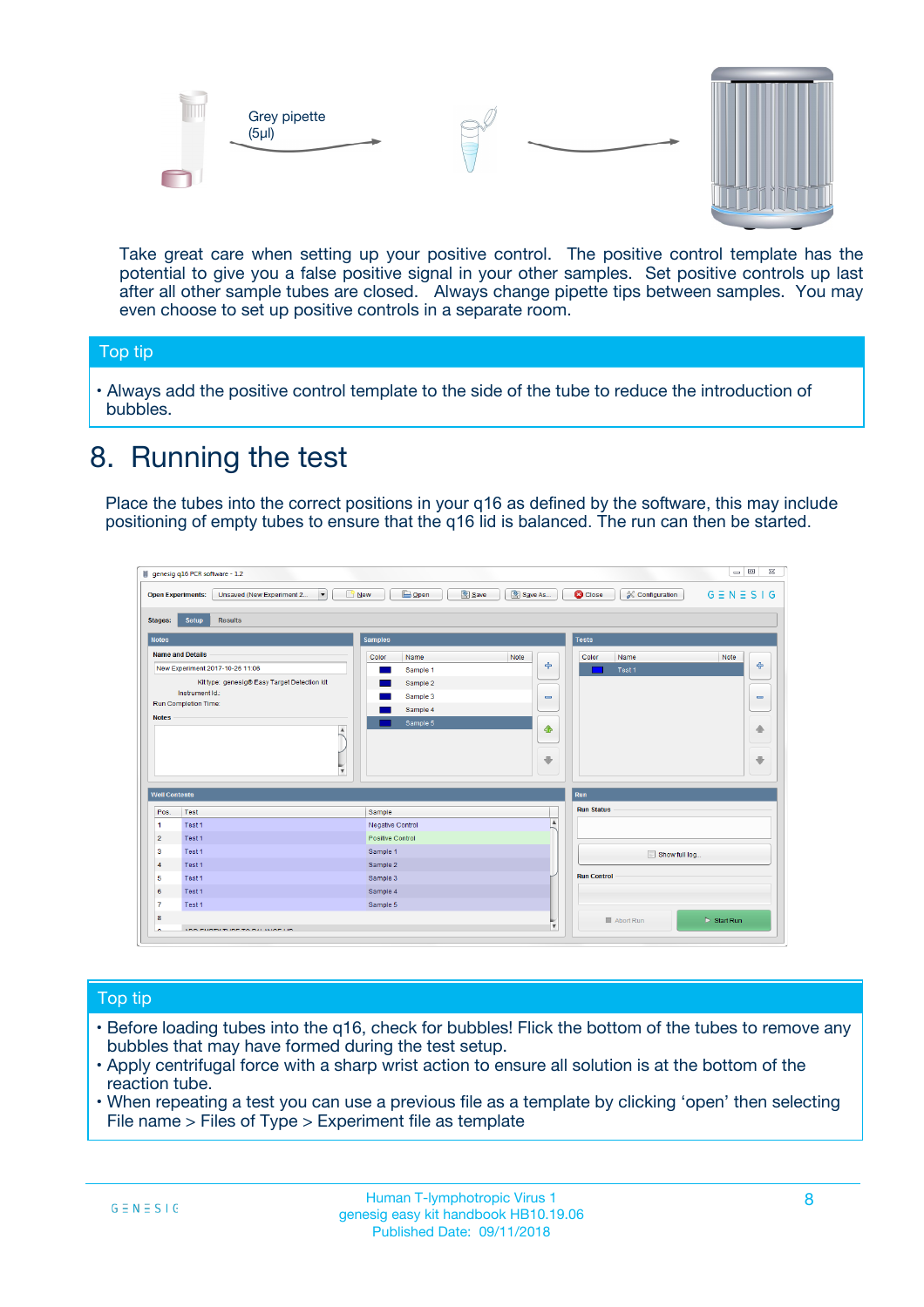Grey pipette (5µl)

Take great care when setting up your positive control. The positive control template has the potential to give you a false positive signal in your other samples. Set positive controls up last after all other sample tubes are closed. Always change pipette tips between samples. You may even choose to set up positive controls in a separate room.

**Top tip**

- Always add the positive control template to the side of the tube to reduce the introduction of bubbles.

# 8. Running the test

Place the tubes into the correct positions in your q16 as defined by the software, this may include positioning of empty tubes to ensure that the q16 lid is balanced. The run can then be started.

**Top tip**

- Before loading tubes into the q16, check for bubbles! Flick the bottom of the tubes to remove any bubbles that may have formed during the test setup.
- Apply centrifugal force with a sharp wrist action to ensure all solution is at the bottom of the reaction tube.
- When repeating a test you can use a previous file as a template by clicking 'open' then selecting File name > Files of Type > Experiment file as template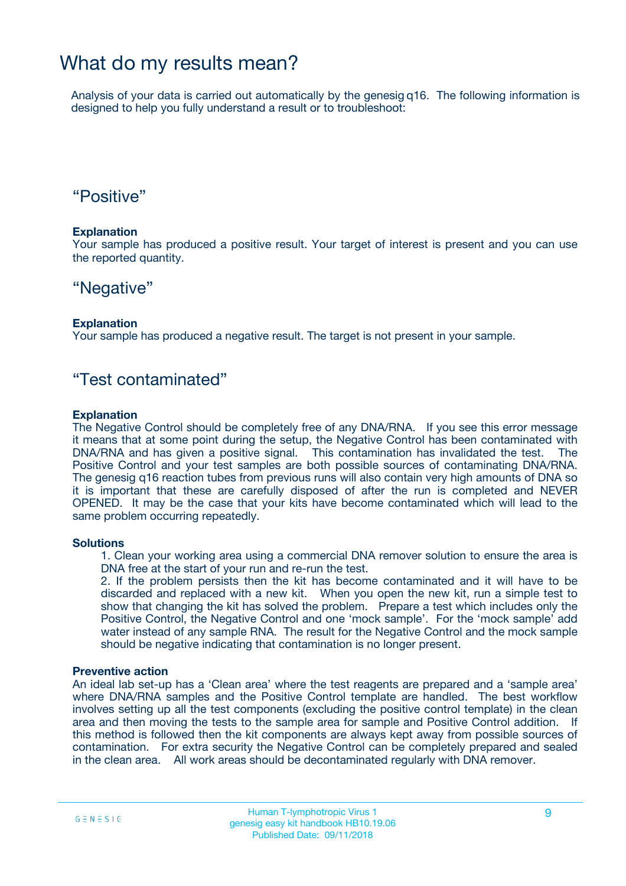# What do my results mean?

Analysis of your data is carried out automatically by the genesig q16. The following information is designed to help you fully understand a result or to troubleshoot:

## “Positive”

**Explanation**
Your sample has produced a positive result. Your target of interest is present and you can use the reported quantity.

## “Negative”

**Explanation**
Your sample has produced a negative result. The target is not present in your sample.

## “Test contaminated”

**Explanation**
The Negative Control should be completely free of any DNA/RNA. If you see this error message it means that at some point during the setup, the Negative Control has been contaminated with DNA/RNA and has given a positive signal. This contamination has invalidated the test. The Positive Control and your test samples are both possible sources of contaminating DNA/RNA. The genesig q16 reaction tubes from previous runs will also contain very high amounts of DNA so it is important that these are carefully disposed of after the run is completed and NEVER OPENED. It may be the case that your kits have become contaminated which will lead to the same problem occurring repeatedly.

**Solutions**

1. Clean your working area using a commercial DNA remover solution to ensure the area is DNA free at the start of your run and re-run the test.
2. If the problem persists then the kit has become contaminated and it will have to be discarded and replaced with a new kit. When you open the new kit, run a simple test to show that changing the kit has solved the problem. Prepare a test which includes only the Positive Control, the Negative Control and one ‘mock sample’. For the ‘mock sample’ add water instead of any sample RNA. The result for the Negative Control and the mock sample should be negative indicating that contamination is no longer present.

**Preventive action**
An ideal lab set-up has a ‘Clean area’ where the test reagents are prepared and a ‘sample area’ where DNA/RNA samples and the Positive Control template are handled. The best workflow involves setting up all the test components (excluding the positive control template) in the clean area and then moving the tests to the sample area for sample and Positive Control addition. If this method is followed then the kit components are always kept away from possible sources of contamination. For extra security the Negative Control can be completely prepared and sealed in the clean area. All work areas should be decontaminated regularly with DNA remover.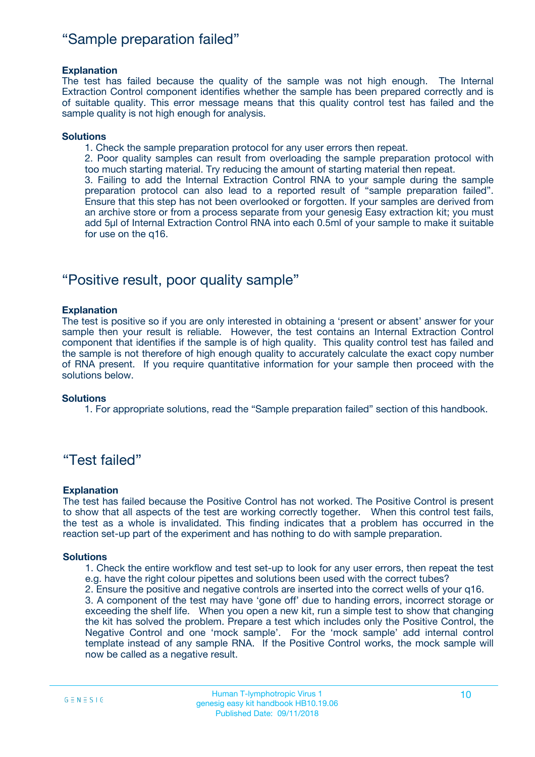## “Sample preparation failed”

**Explanation**

The test has failed because the quality of the sample was not high enough. The Internal Extraction Control component identifies whether the sample has been prepared correctly and is of suitable quality. This error message means that this quality control test has failed and the sample quality is not high enough for analysis.

**Solutions**

1. Check the sample preparation protocol for any user errors then repeat.
2. Poor quality samples can result from overloading the sample preparation protocol with too much starting material. Try reducing the amount of starting material then repeat.
3. Failing to add the Internal Extraction Control RNA to your sample during the sample preparation protocol can also lead to a reported result of “sample preparation failed”. Ensure that this step has not been overlooked or forgotten. If your samples are derived from an archive store or from a process separate from your genesig Easy extraction kit; you must add 5µl of Internal Extraction Control RNA into each 0.5ml of your sample to make it suitable for use on the q16.

## “Positive result, poor quality sample”

**Explanation**

The test is positive so if you are only interested in obtaining a ‘present or absent’ answer for your sample then your result is reliable. However, the test contains an Internal Extraction Control component that identifies if the sample is of high quality. This quality control test has failed and the sample is not therefore of high enough quality to accurately calculate the exact copy number of RNA present. If you require quantitative information for your sample then proceed with the solutions below.

**Solutions**

1. For appropriate solutions, read the “Sample preparation failed” section of this handbook.

## “Test failed”

**Explanation**

The test has failed because the Positive Control has not worked. The Positive Control is present to show that all aspects of the test are working correctly together. When this control test fails, the test as a whole is invalidated. This finding indicates that a problem has occurred in the reaction set-up part of the experiment and has nothing to do with sample preparation.

**Solutions**

1. Check the entire workflow and test set-up to look for any user errors, then repeat the test e.g. have the right colour pipettes and solutions been used with the correct tubes?
2. Ensure the positive and negative controls are inserted into the correct wells of your q16.
3. A component of the test may have ‘gone off’ due to handing errors, incorrect storage or exceeding the shelf life. When you open a new kit, run a simple test to show that changing the kit has solved the problem. Prepare a test which includes only the Positive Control, the Negative Control and one ‘mock sample’. For the ‘mock sample’ add internal control template instead of any sample RNA. If the Positive Control works, the mock sample will now be called as a negative result.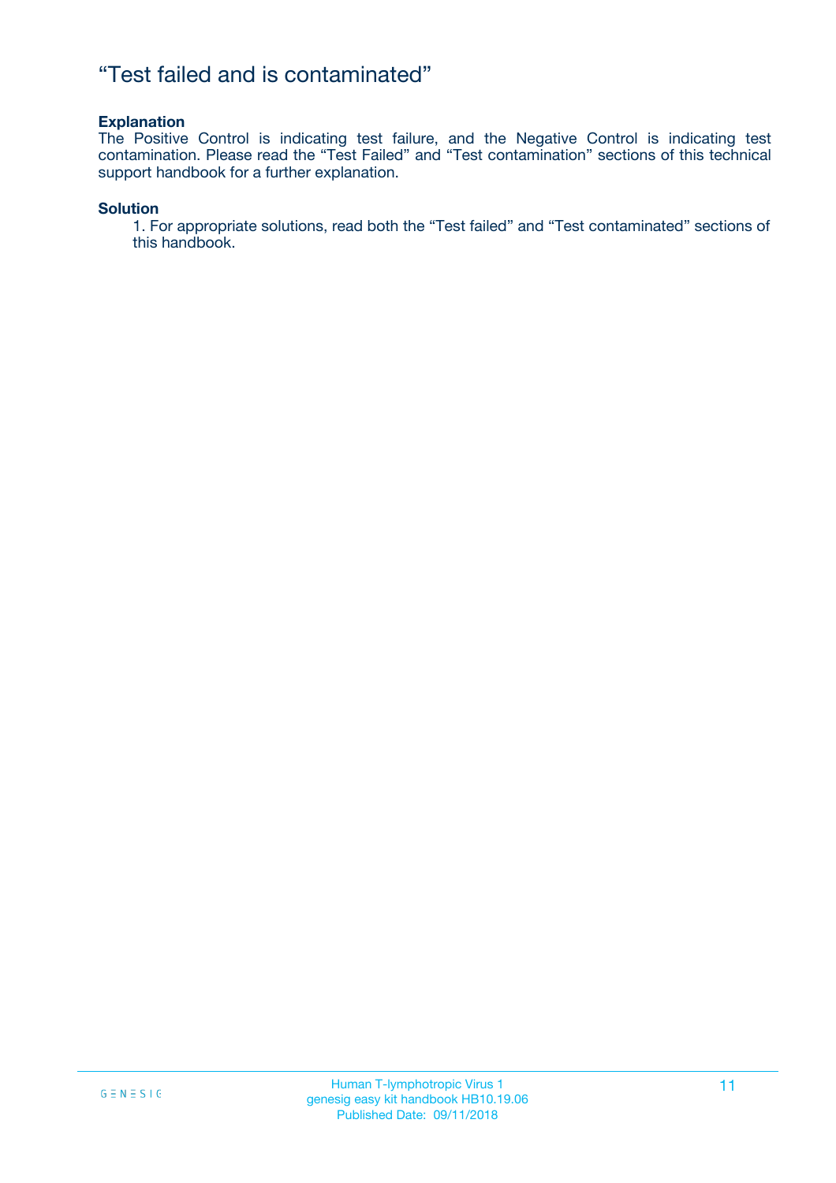# “Test failed and is contaminated”

**Explanation**

The Positive Control is indicating test failure, and the Negative Control is indicating test contamination. Please read the “Test Failed” and “Test contamination” sections of this technical support handbook for a further explanation.

**Solution**

1. For appropriate solutions, read both the “Test failed” and “Test contaminated” sections of this handbook.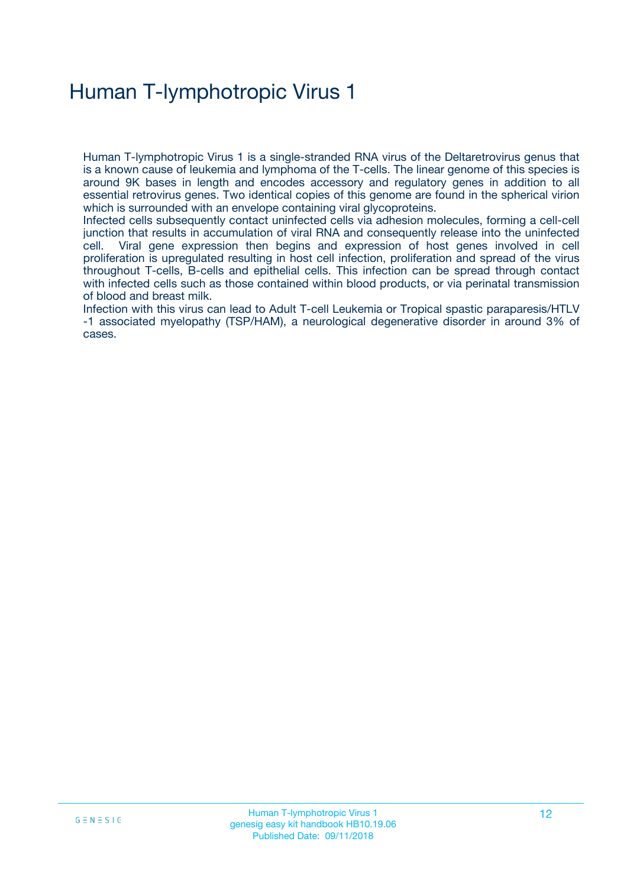# Human T-lymphotropic Virus 1

Human T-lymphotropic Virus 1 is a single-stranded RNA virus of the Deltaretrovirus genus that is a known cause of leukemia and lymphoma of the T-cells. The linear genome of this species is around 9K bases in length and encodes accessory and regulatory genes in addition to all essential retrovirus genes. Two identical copies of this genome are found in the spherical virion which is surrounded with an envelope containing viral glycoproteins.

Infected cells subsequently contact uninfected cells via adhesion molecules, forming a cell-cell junction that results in accumulation of viral RNA and consequently release into the uninfected cell. Viral gene expression then begins and expression of host genes involved in cell proliferation is upregulated resulting in host cell infection, proliferation and spread of the virus throughout T-cells, B-cells and epithelial cells. This infection can be spread through contact with infected cells such as those contained within blood products, or via perinatal transmission of blood and breast milk.

Infection with this virus can lead to Adult T-cell Leukemia or Tropical spastic paraparesis/HTLV-1 associated myelopathy (TSP/HAM), a neurological degenerative disorder in around 3% of cases.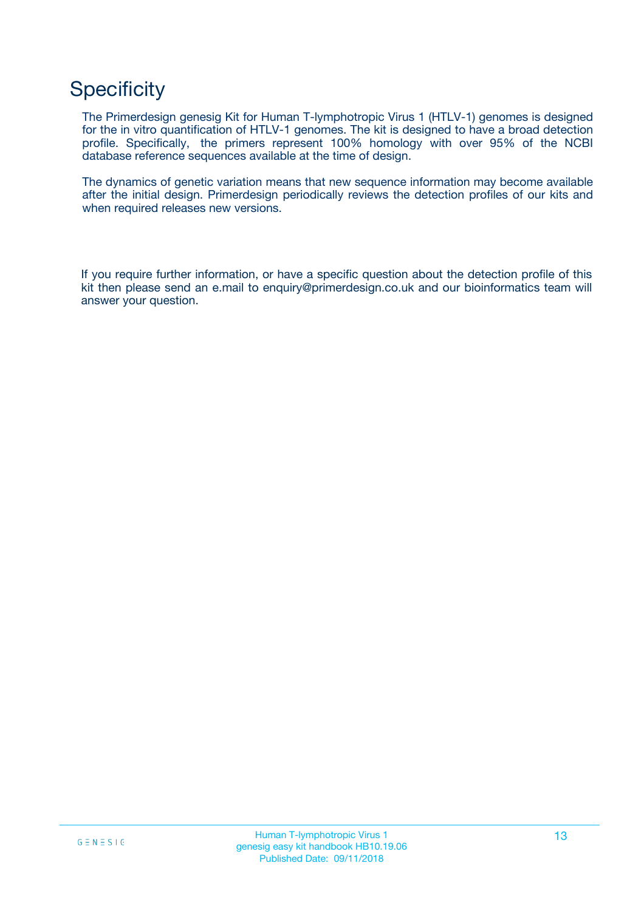# Specificity

The Primerdesign genesig Kit for Human T-lymphotropic Virus 1 (HTLV-1) genomes is designed for the in vitro quantification of HTLV-1 genomes. The kit is designed to have a broad detection profile. Specifically, the primers represent 100% homology with over 95% of the NCBI database reference sequences available at the time of design.

The dynamics of genetic variation means that new sequence information may become available after the initial design. Primerdesign periodically reviews the detection profiles of our kits and when required releases new versions.

If you require further information, or have a specific question about the detection profile of this kit then please send an e.mail to enquiry@primerdesign.co.uk and our bioinformatics team will answer your question.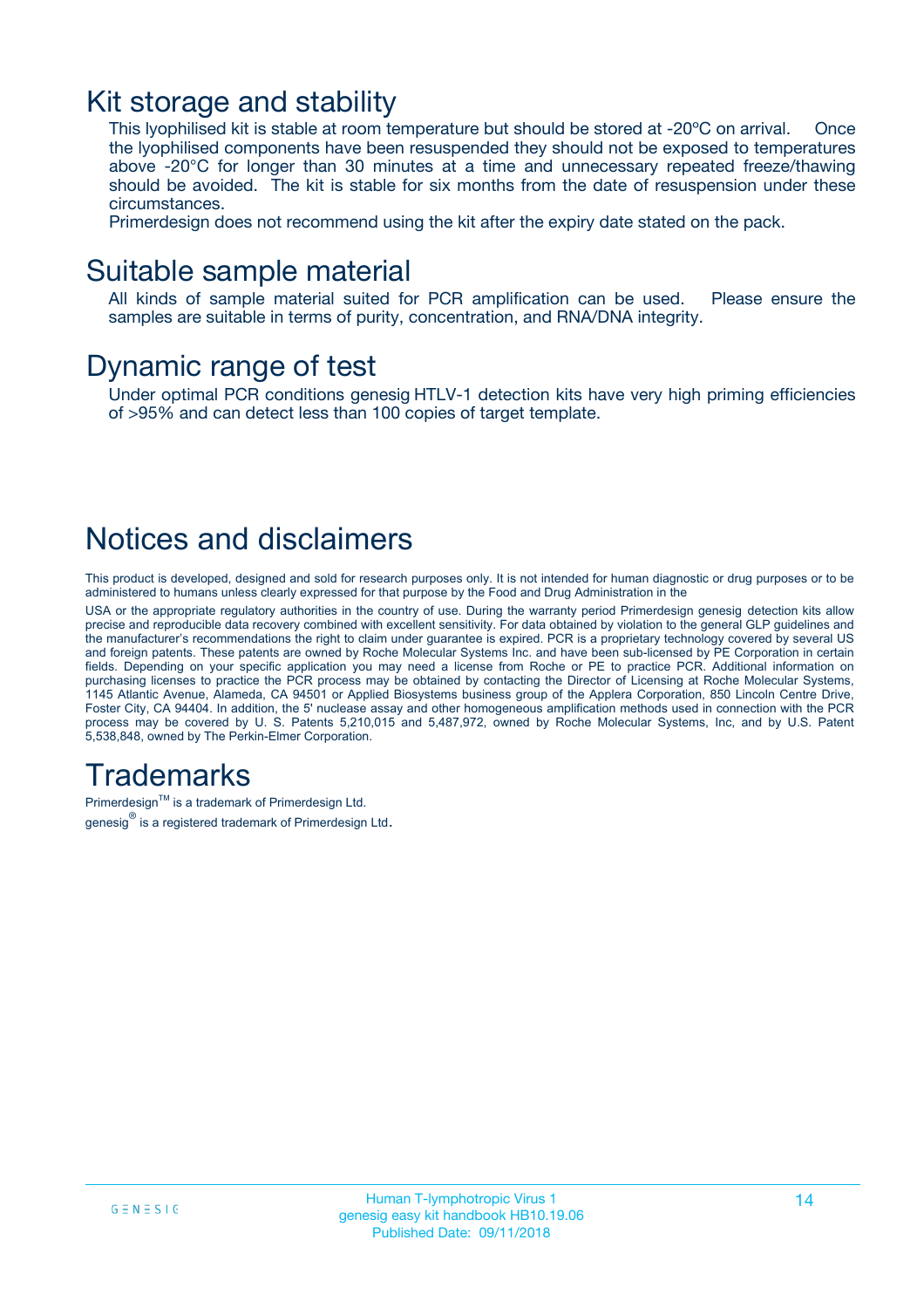# Kit storage and stability

This lyophilised kit is stable at room temperature but should be stored at -20ºC on arrival. Once the lyophilised components have been resuspended they should not be exposed to temperatures above -20°C for longer than 30 minutes at a time and unnecessary repeated freeze/thawing should be avoided. The kit is stable for six months from the date of resuspension under these circumstances.

Primerdesign does not recommend using the kit after the expiry date stated on the pack.

# Suitable sample material

All kinds of sample material suited for PCR amplification can be used. Please ensure the samples are suitable in terms of purity, concentration, and RNA/DNA integrity.

# Dynamic range of test

Under optimal PCR conditions genesig HTLV-1 detection kits have very high priming efficiencies of >95% and can detect less than 100 copies of target template.

# Notices and disclaimers

This product is developed, designed and sold for research purposes only. It is not intended for human diagnostic or drug purposes or to be administered to humans unless clearly expressed for that purpose by the Food and Drug Administration in the

USA or the appropriate regulatory authorities in the country of use. During the warranty period Primerdesign genesig detection kits allow precise and reproducible data recovery combined with excellent sensitivity. For data obtained by violation to the general GLP guidelines and the manufacturer's recommendations the right to claim under guarantee is expired. PCR is a proprietary technology covered by several US and foreign patents. These patents are owned by Roche Molecular Systems Inc. and have been sub-licensed by PE Corporation in certain fields. Depending on your specific application you may need a license from Roche or PE to practice PCR. Additional information on purchasing licenses to practice the PCR process may be obtained by contacting the Director of Licensing at Roche Molecular Systems, 1145 Atlantic Avenue, Alameda, CA 94501 or Applied Biosystems business group of the Applera Corporation, 850 Lincoln Centre Drive, Foster City, CA 94404. In addition, the 5' nuclease assay and other homogeneous amplification methods used in connection with the PCR process may be covered by U. S. Patents 5,210,015 and 5,487,972, owned by Roche Molecular Systems, Inc, and by U.S. Patent 5,538,848, owned by The Perkin-Elmer Corporation.

# Trademarks

Primerdesign™ is a trademark of Primerdesign Ltd.

genesig® is a registered trademark of Primerdesign Ltd.